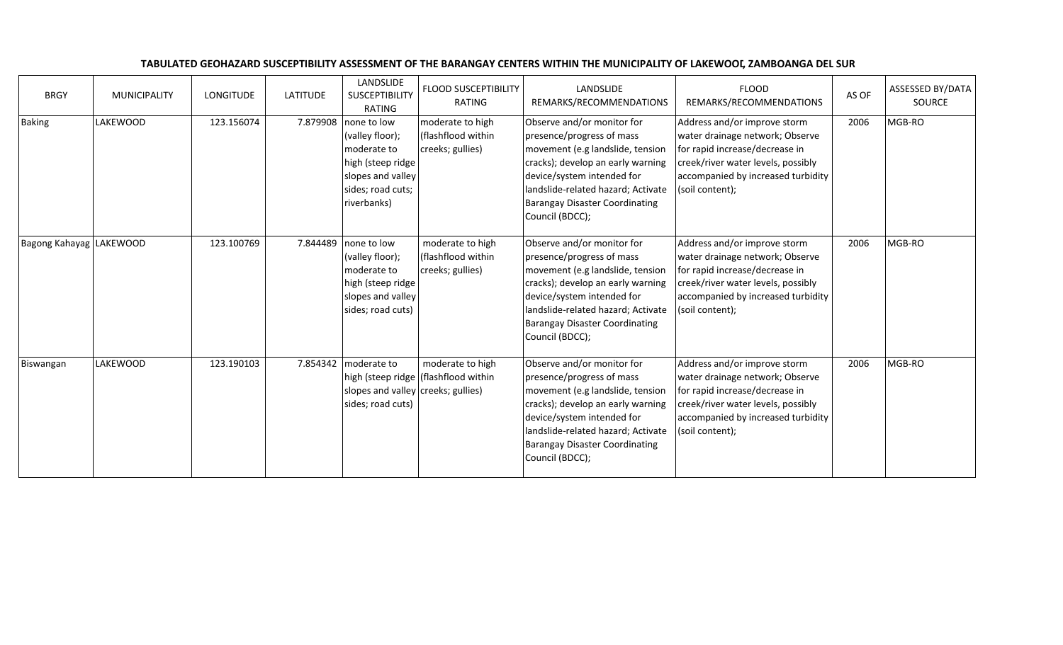**TABULATED GEOHAZARD SUSCEPTIBILITY ASSESSMENT OF THE BARANGAY CENTERS WITHIN THE MUNICIPALITY OF LAKEWOOD, ZAMBOANGA DEL SUR**

| BRGY | MUNICIPALITY | LONGITUDE | LATITUDE | LANDSLIDE SUSCEPTIBILITY RATING | FLOOD SUSCEPTIBILITY RATING | LANDSLIDE REMARKS/RECOMMENDATIONS | FLOOD REMARKS/RECOMMENDATIONS | AS OF | ASSESSED BY/DATA SOURCE |
|---|---|---|---|---|---|---|---|---|---|
| Baking | LAKEWOOD | 123.156074 | 7.879908 | none to low (valley floor); moderate to high (steep ridge slopes and valley sides; road cuts; riverbanks) | moderate to high (flashflood within creeks; gullies) | Observe and/or monitor for presence/progress of mass movement (e.g landslide, tension cracks); develop an early warning device/system intended for landslide-related hazard; Activate Barangay Disaster Coordinating Council (BDCC); | Address and/or improve storm water drainage network; Observe for rapid increase/decrease in creek/river water levels, possibly accompanied by increased turbidity (soil content); | 2006 | MGB-RO |
| Bagong Kahayag | LAKEWOOD | 123.100769 | 7.844489 | none to low (valley floor); moderate to high (steep ridge slopes and valley sides; road cuts) | moderate to high (flashflood within creeks; gullies) | Observe and/or monitor for presence/progress of mass movement (e.g landslide, tension cracks); develop an early warning device/system intended for landslide-related hazard; Activate Barangay Disaster Coordinating Council (BDCC); | Address and/or improve storm water drainage network; Observe for rapid increase/decrease in creek/river water levels, possibly accompanied by increased turbidity (soil content); | 2006 | MGB-RO |
| Biswangan | LAKEWOOD | 123.190103 | 7.854342 | moderate to high (steep ridge slopes and valley sides; road cuts) | moderate to high (flashflood within creeks; gullies) | Observe and/or monitor for presence/progress of mass movement (e.g landslide, tension cracks); develop an early warning device/system intended for landslide-related hazard; Activate Barangay Disaster Coordinating Council (BDCC); | Address and/or improve storm water drainage network; Observe for rapid increase/decrease in creek/river water levels, possibly accompanied by increased turbidity (soil content); | 2006 | MGB-RO |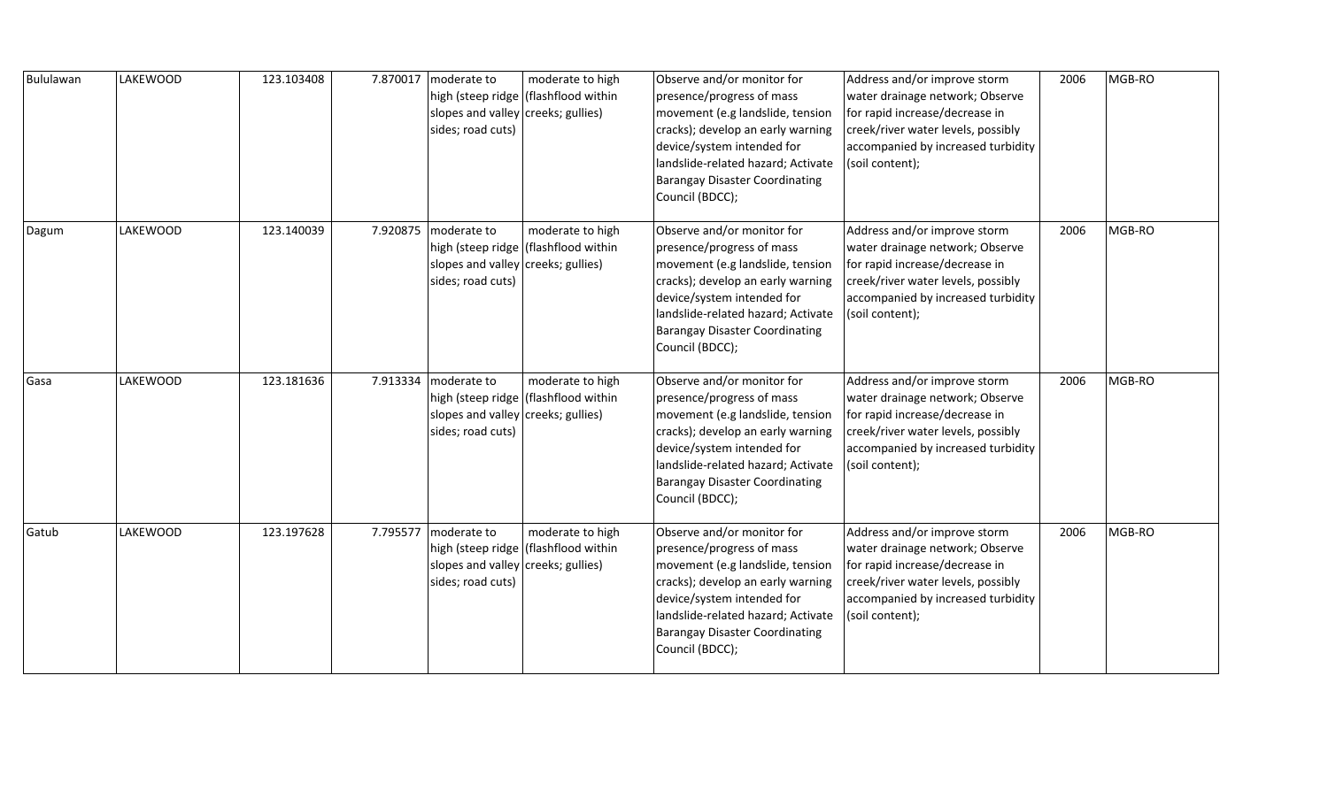| | | | | | | | | | |
|---|---|---|---|---|---|---|---|---|---|
| Bululawan | LAKEWOOD | 123.103408 | 7.870017 | moderate to high (steep ridge slopes and valley sides; road cuts) | moderate to high (flashflood within creeks; gullies) | Observe and/or monitor for presence/progress of mass movement (e.g landslide, tension cracks); develop an early warning device/system intended for landslide-related hazard; Activate Barangay Disaster Coordinating Council (BDCC); | Address and/or improve storm water drainage network; Observe for rapid increase/decrease in creek/river water levels, possibly accompanied by increased turbidity (soil content); | 2006 | MGB-RO |
| Dagum | LAKEWOOD | 123.140039 | 7.920875 | moderate to high (steep ridge slopes and valley sides; road cuts) | moderate to high (flashflood within creeks; gullies) | Observe and/or monitor for presence/progress of mass movement (e.g landslide, tension cracks); develop an early warning device/system intended for landslide-related hazard; Activate Barangay Disaster Coordinating Council (BDCC); | Address and/or improve storm water drainage network; Observe for rapid increase/decrease in creek/river water levels, possibly accompanied by increased turbidity (soil content); | 2006 | MGB-RO |
| Gasa | LAKEWOOD | 123.181636 | 7.913334 | moderate to high (steep ridge slopes and valley sides; road cuts) | moderate to high (flashflood within creeks; gullies) | Observe and/or monitor for presence/progress of mass movement (e.g landslide, tension cracks); develop an early warning device/system intended for landslide-related hazard; Activate Barangay Disaster Coordinating Council (BDCC); | Address and/or improve storm water drainage network; Observe for rapid increase/decrease in creek/river water levels, possibly accompanied by increased turbidity (soil content); | 2006 | MGB-RO |
| Gatub | LAKEWOOD | 123.197628 | 7.795577 | moderate to high (steep ridge slopes and valley sides; road cuts) | moderate to high (flashflood within creeks; gullies) | Observe and/or monitor for presence/progress of mass movement (e.g landslide, tension cracks); develop an early warning device/system intended for landslide-related hazard; Activate Barangay Disaster Coordinating Council (BDCC); | Address and/or improve storm water drainage network; Observe for rapid increase/decrease in creek/river water levels, possibly accompanied by increased turbidity (soil content); | 2006 | MGB-RO |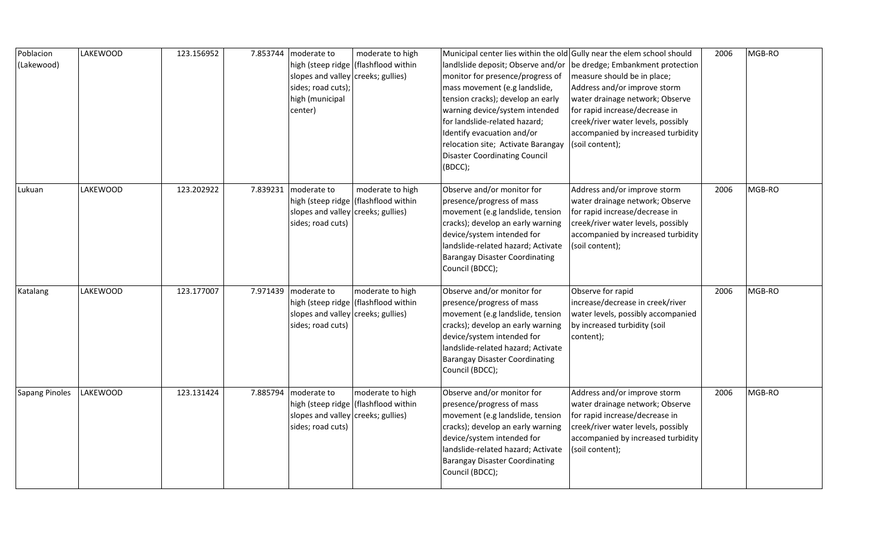| Poblacion (Lakewood) | LAKEWOOD | 123.156952 | 7.853744 | moderate to high (steep ridge slopes and valley sides; road cuts); high (municipal center) | moderate to high (flashflood within creeks; gullies) | Municipal center lies within the old landlslide deposit; Observe and/or monitor for presence/progress of mass movement (e.g landslide, tension cracks); develop an early warning device/system intended for landslide-related hazard; Identify evacuation and/or relocation site; Activate Barangay Disaster Coordinating Council (BDCC); | Gully near the elem school should be dredge; Embankment protection measure should be in place; Address and/or improve storm water drainage network; Observe for rapid increase/decrease in creek/river water levels, possibly accompanied by increased turbidity (soil content); | 2006 | MGB-RO |
|---|---|---|---|---|---|---|---|---|---|
| Lukuan | LAKEWOOD | 123.202922 | 7.839231 | moderate to high (steep ridge slopes and valley sides; road cuts) | moderate to high (flashflood within creeks; gullies) | Observe and/or monitor for presence/progress of mass movement (e.g landslide, tension cracks); develop an early warning device/system intended for landslide-related hazard; Activate Barangay Disaster Coordinating Council (BDCC); | Address and/or improve storm water drainage network; Observe for rapid increase/decrease in creek/river water levels, possibly accompanied by increased turbidity (soil content); | 2006 | MGB-RO |
| Katalang | LAKEWOOD | 123.177007 | 7.971439 | moderate to high (steep ridge slopes and valley sides; road cuts) | moderate to high (flashflood within creeks; gullies) | Observe and/or monitor for presence/progress of mass movement (e.g landslide, tension cracks); develop an early warning device/system intended for landslide-related hazard; Activate Barangay Disaster Coordinating Council (BDCC); | Observe for rapid increase/decrease in creek/river water levels, possibly accompanied by increased turbidity (soil content); | 2006 | MGB-RO |
| Sapang Pinoles | LAKEWOOD | 123.131424 | 7.885794 | moderate to high (steep ridge slopes and valley sides; road cuts) | moderate to high (flashflood within creeks; gullies) | Observe and/or monitor for presence/progress of mass movement (e.g landslide, tension cracks); develop an early warning device/system intended for landslide-related hazard; Activate Barangay Disaster Coordinating Council (BDCC); | Address and/or improve storm water drainage network; Observe for rapid increase/decrease in creek/river water levels, possibly accompanied by increased turbidity (soil content); | 2006 | MGB-RO |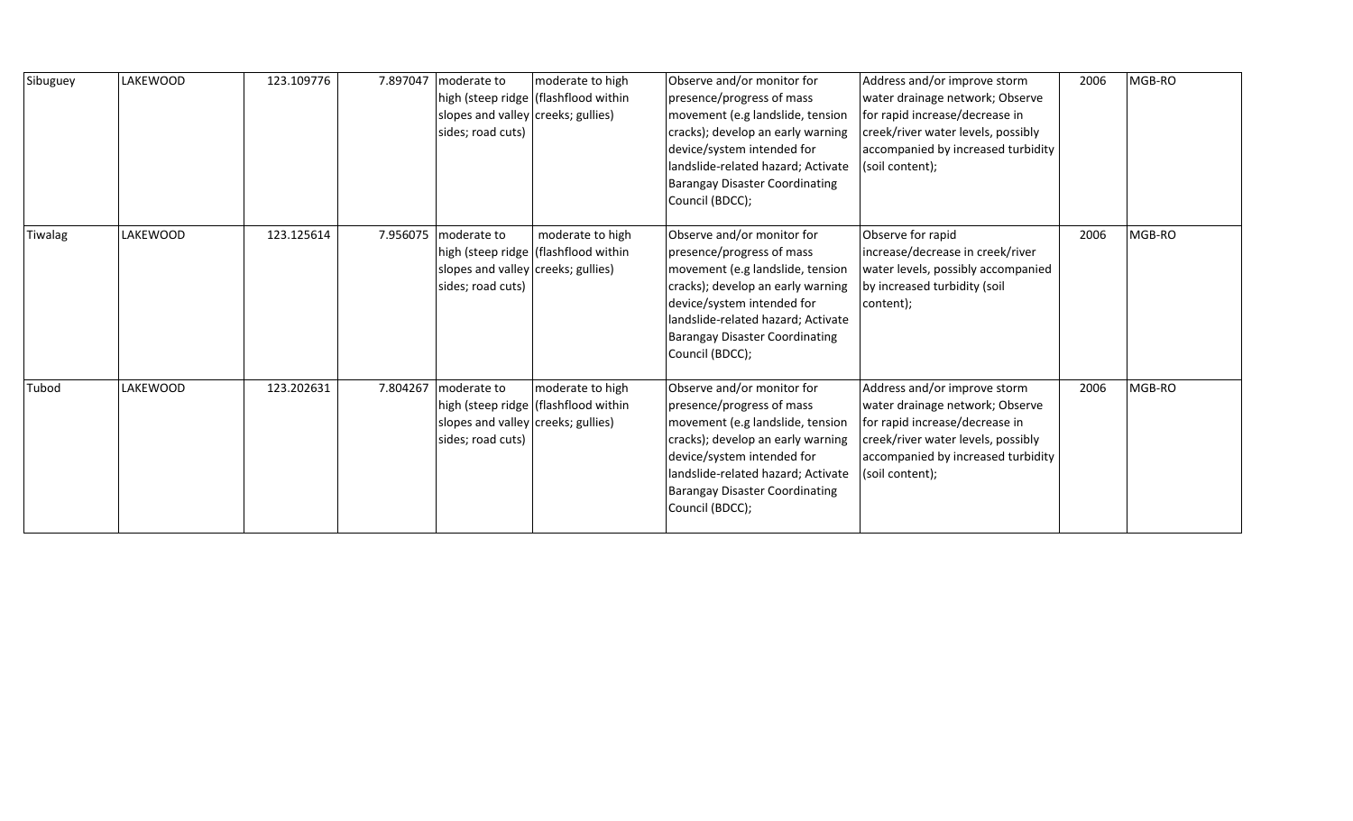| | | | | | | | | | |
|---|---|---|---|---|---|---|---|---|---|
| Sibuguey | LAKEWOOD | 123.109776 | 7.897047 | moderate to high (steep ridge slopes and valley sides; road cuts) | moderate to high (flashflood within creeks; gullies) | Observe and/or monitor for presence/progress of mass movement (e.g landslide, tension cracks); develop an early warning device/system intended for landslide-related hazard; Activate Barangay Disaster Coordinating Council (BDCC); | Address and/or improve storm water drainage network; Observe for rapid increase/decrease in creek/river water levels, possibly accompanied by increased turbidity (soil content); | 2006 | MGB-RO |
| Tiwalag | LAKEWOOD | 123.125614 | 7.956075 | moderate to high (steep ridge slopes and valley sides; road cuts) | moderate to high (flashflood within creeks; gullies) | Observe and/or monitor for presence/progress of mass movement (e.g landslide, tension cracks); develop an early warning device/system intended for landslide-related hazard; Activate Barangay Disaster Coordinating Council (BDCC); | Observe for rapid increase/decrease in creek/river water levels, possibly accompanied by increased turbidity (soil content); | 2006 | MGB-RO |
| Tubod | LAKEWOOD | 123.202631 | 7.804267 | moderate to high (steep ridge slopes and valley sides; road cuts) | moderate to high (flashflood within creeks; gullies) | Observe and/or monitor for presence/progress of mass movement (e.g landslide, tension cracks); develop an early warning device/system intended for landslide-related hazard; Activate Barangay Disaster Coordinating Council (BDCC); | Address and/or improve storm water drainage network; Observe for rapid increase/decrease in creek/river water levels, possibly accompanied by increased turbidity (soil content); | 2006 | MGB-RO |